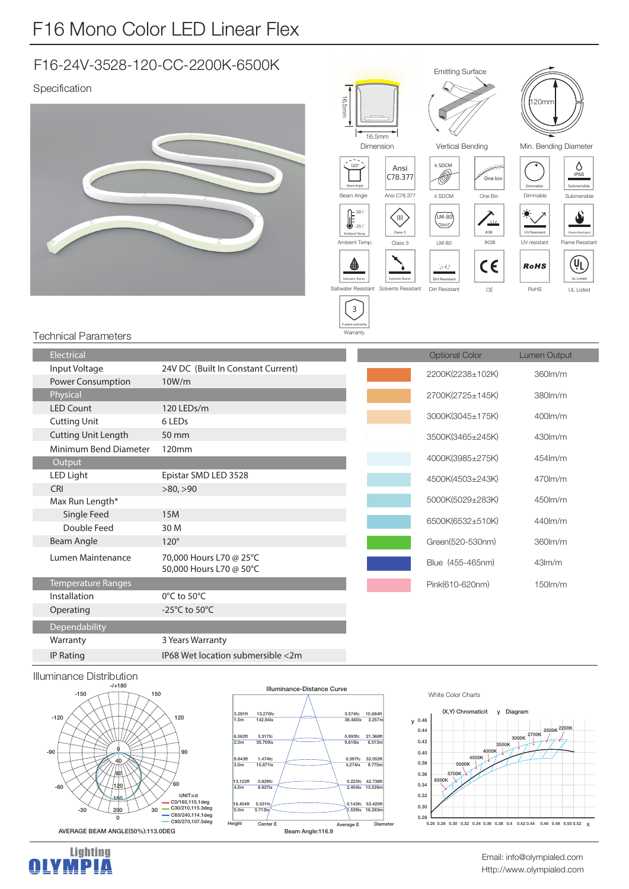# F16 Mono Color LED Linear Flex

## F16-24V-3528-120-CC-2200K-6500K

### Specification

16.5mm
16.5mm
Dimension

Emitting Surface
Vertical Bending

120mm
Min. Bending Diameter

Beam Angle | Ansi C78.377 | 4 SDCM | One Bin | Dimmable | Submersible

Ambient Temp. | Class 3 | LM-80 | IK08 | UV resistant | Flame Resistant

Saltwater Resistant | Solvents Resistant | Dirt Resistant | CE | RoHS | UL Listed

Warranty

### Technical Parameters

| Electrical | |
|---|---|
| Input Voltage | 24V DC (Built In Constant Current) |
| Power Consumption | 10W/m |
| **Physical** | |
| LED Count | 120 LEDs/m |
| Cutting Unit | 6 LEDs |
| Cutting Unit Length | 50 mm |
| Minimum Bend Diameter | 120mm |
| **Output** | |
| LED Light | Epistar SMD LED 3528 |
| CRI | >80, >90 |
| Max Run Length* | |
| Single Feed | 15M |
| Double Feed | 30 M |
| Beam Angle | 120° |
| Lumen Maintenance | 70,000 Hours L70 @ 25°C<br>50,000 Hours L70 @ 50°C |
| **Temperature Ranges** | |
| Installation | 0°C to 50°C |
| Operating | -25°C to 50°C |
| **Dependability** | |
| Warranty | 3 Years Warranty |
| IP Rating | IP68 Wet location submersible <2m |

| Optional Color | Lumen Output |
|---|---|
| 2200K(2238±102K) | 360lm/m |
| 2700K(2725±145K) | 380lm/m |
| 3000K(3045±175K) | 400lm/m |
| 3500K(3465±245K) | 430lm/m |
| 4000K(3985±275K) | 454lm/m |
| 4500K(4503±243K) | 470lm/m |
| 5000K(5029±283K) | 450lm/m |
| 6500K(6532±510K) | 440lm/m |
| Green(520-530nm) | 360lm/m |
| Blue (455-465nm) | 43lm/m |
| Pink(610-620nm) | 150lm/m |

### Illuminance Distribution

UNIT:cd
C0/180,115.1deg
C30/210,115.3deg
C60/240,114.1deg
C90/270,107.5deg

AVERAGE BEAM ANGLE(50%):113.0DEG

**Illuminance-Distance Curve**

| Height | Center E | Average E | Diameter |
|---|---|---|---|
| 3.281ft / 1.0m | 13.270fc / 142.84lx | 3.574fc / 38.465lx | 10.684ft / 3.257m |
| 6.562ft / 2.0m | 3.317fc / 35.709lx | 0.893fc / 9.616lx | 21.368ft / 6.513m |
| 9.843ft / 3.0m | 1.474fc / 15.871lx | 0.397fc / 4.274lx | 32.052ft / 9.770m |
| 13.123ft / 4.0m | 0.829fc / 8.927lx | 0.223fc / 2.404lx | 42.736ft / 13.026m |
| 16.404ft / 5.0m | 0.531fc / 5.713lx | 0.143fc / 1.539lx | 53.420ft / 16.283m |

Beam Angle:116.9

White Color Charts

(X,Y) Chromaticit y Diagram

Email: info@olympialed.com
Http://www.olympialed.com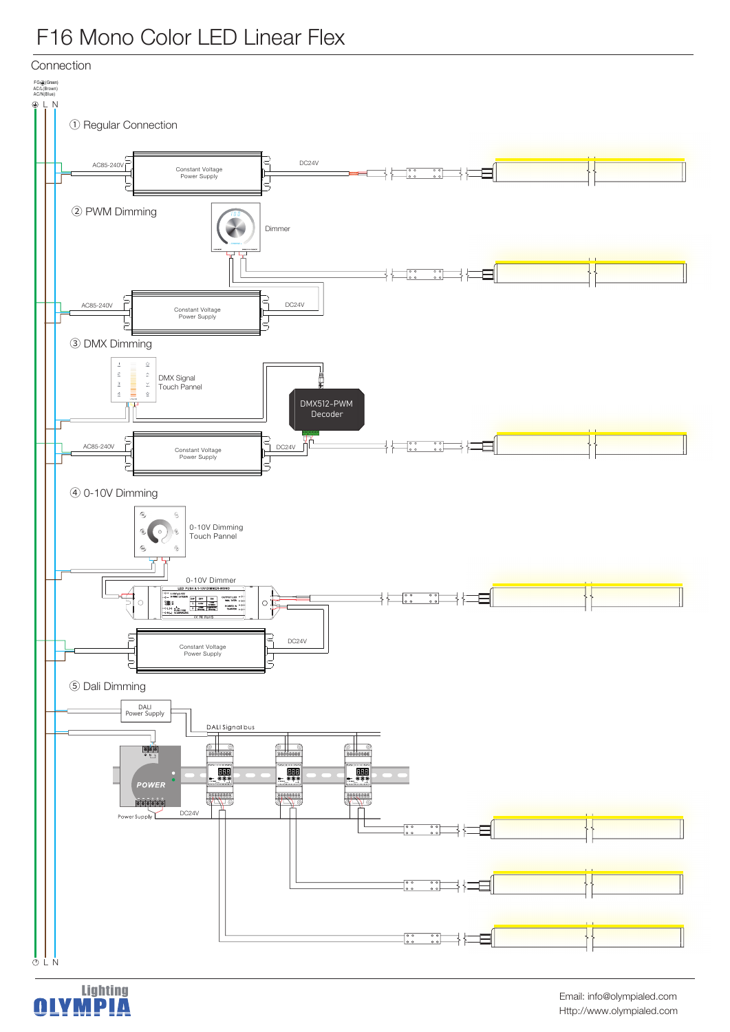# F16 Mono Color LED Linear Flex

## Connection

FG (Green)
AC/L(Brown)
AC/N(Blue)

L N

① Regular Connection

AC85-240V

Constant Voltage
Power Supply

DC24V

② PWM Dimming

Dimmer

AC85-240V

Constant Voltage
Power Supply

DC24V

③ DMX Dimming

DMX Signal
Touch Pannel

DMX512-PWM
Decoder

AC85-240V

Constant Voltage
Power Supply

DC24V

④ 0-10V Dimming

0-10V Dimming
Touch Pannel

0-10V Dimmer

Constant Voltage
Power Supply

DC24V

⑤ Dali Dimming

DALI
Power Supply

DALI Signal bus

POWER

Power Supply

DC24V

L N

Email: info@olympialed.com
Http://www.olympialed.com